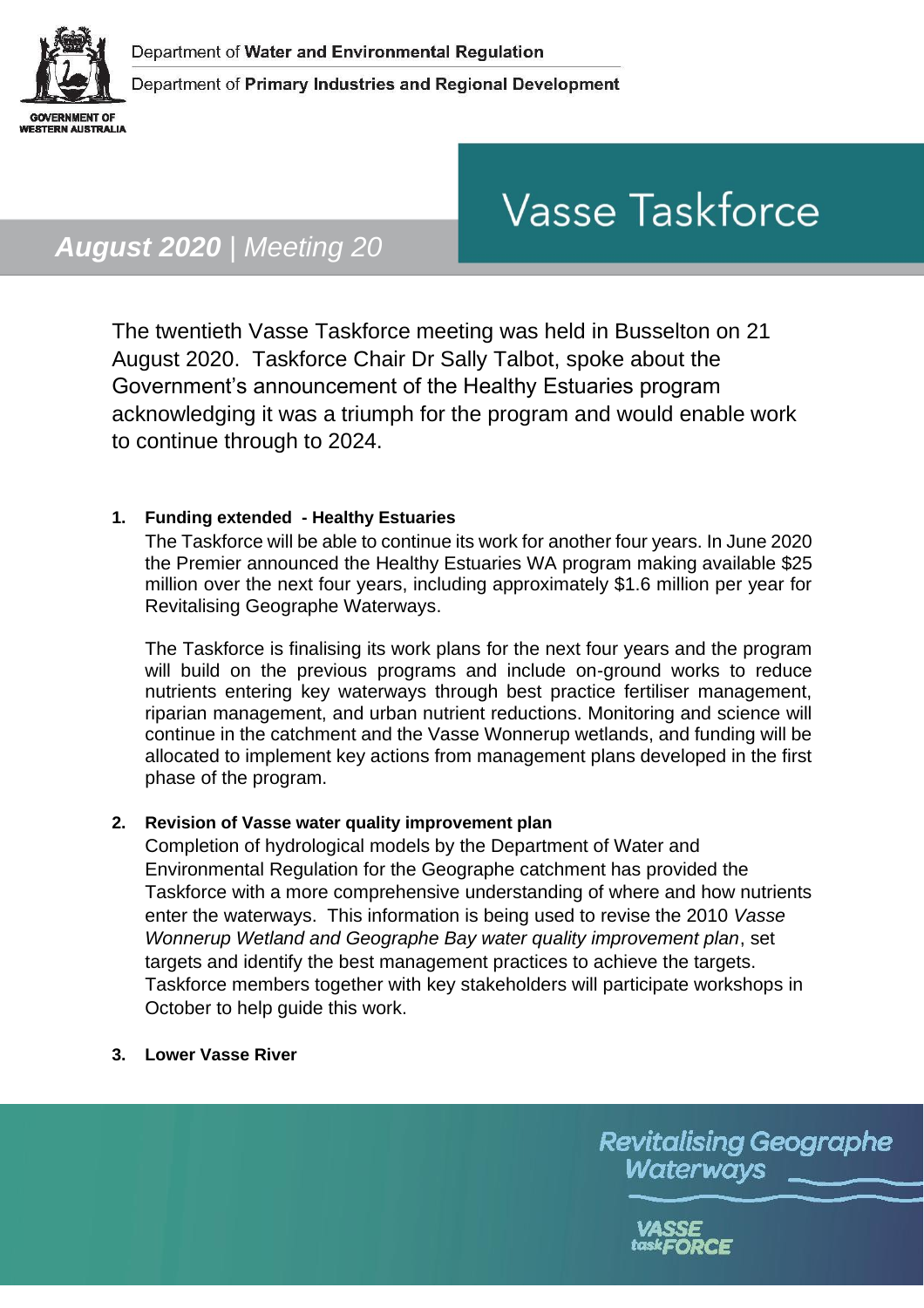Department of **Water and Environmental Regulation**

Department of **Primary Industries and Regional Development**

GOVERNMENT OF WESTERN AUSTRALIA

# Vasse Taskforce

***August 2020** | Meeting 20*

The twentieth Vasse Taskforce meeting was held in Busselton on 21 August 2020. Taskforce Chair Dr Sally Talbot, spoke about the Government's announcement of the Healthy Estuaries program acknowledging it was a triumph for the program and would enable work to continue through to 2024.

1. **Funding extended - Healthy Estuaries**

   The Taskforce will be able to continue its work for another four years. In June 2020 the Premier announced the Healthy Estuaries WA program making available $25 million over the next four years, including approximately $1.6 million per year for Revitalising Geographe Waterways.

   The Taskforce is finalising its work plans for the next four years and the program will build on the previous programs and include on-ground works to reduce nutrients entering key waterways through best practice fertiliser management, riparian management, and urban nutrient reductions. Monitoring and science will continue in the catchment and the Vasse Wonnerup wetlands, and funding will be allocated to implement key actions from management plans developed in the first phase of the program.

2. **Revision of Vasse water quality improvement plan**

   Completion of hydrological models by the Department of Water and Environmental Regulation for the Geographe catchment has provided the Taskforce with a more comprehensive understanding of where and how nutrients enter the waterways. This information is being used to revise the 2010 *Vasse Wonnerup Wetland and Geographe Bay water quality improvement plan*, set targets and identify the best management practices to achieve the targets. Taskforce members together with key stakeholders will participate workshops in October to help guide this work.

3. **Lower Vasse River**

Revitalising Geographe Waterways

VASSE taskFORCE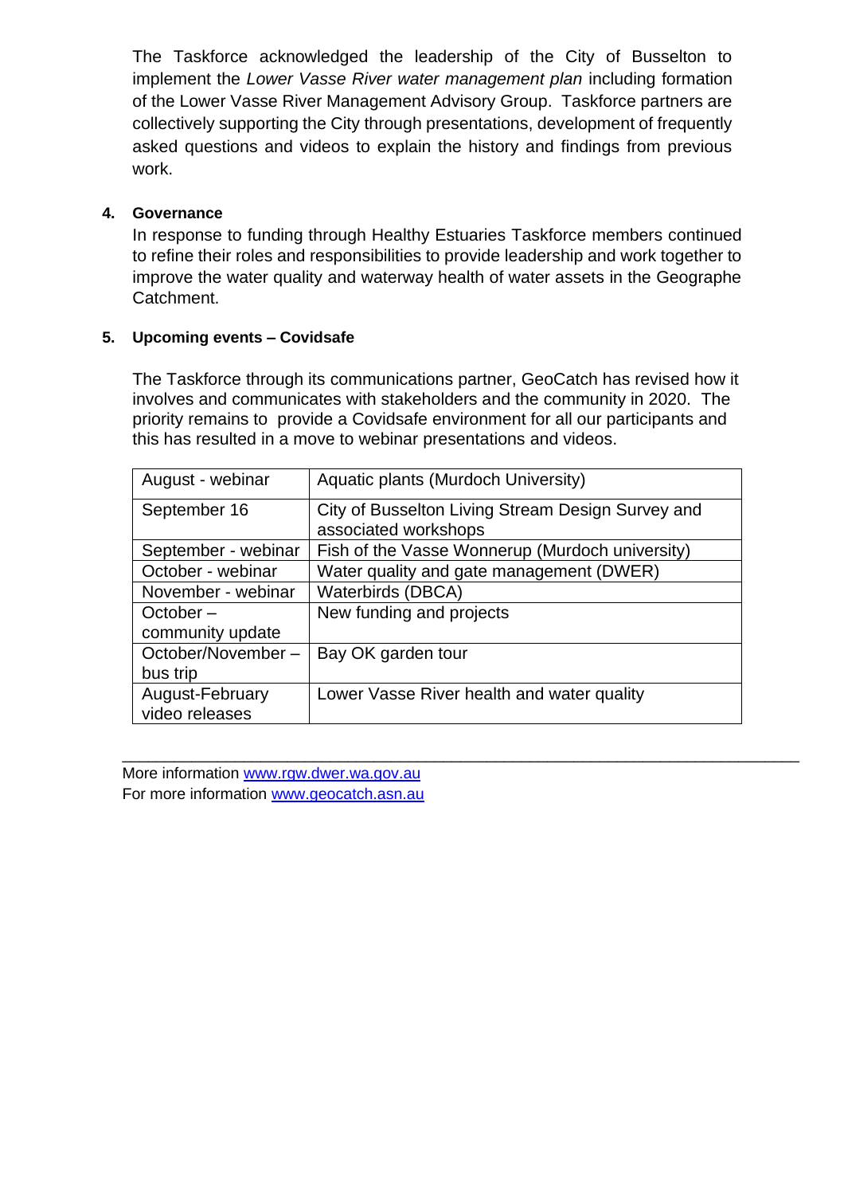The Taskforce acknowledged the leadership of the City of Busselton to implement the *Lower Vasse River water management plan* including formation of the Lower Vasse River Management Advisory Group. Taskforce partners are collectively supporting the City through presentations, development of frequently asked questions and videos to explain the history and findings from previous work.

**4. Governance**

In response to funding through Healthy Estuaries Taskforce members continued to refine their roles and responsibilities to provide leadership and work together to improve the water quality and waterway health of water assets in the Geographe Catchment.

**5. Upcoming events – Covidsafe**

The Taskforce through its communications partner, GeoCatch has revised how it involves and communicates with stakeholders and the community in 2020. The priority remains to provide a Covidsafe environment for all our participants and this has resulted in a move to webinar presentations and videos.

| | |
|---|---|
| August - webinar | Aquatic plants (Murdoch University) |
| September 16 | City of Busselton Living Stream Design Survey and associated workshops |
| September - webinar | Fish of the Vasse Wonnerup (Murdoch university) |
| October - webinar | Water quality and gate management (DWER) |
| November - webinar | Waterbirds (DBCA) |
| October – community update | New funding and projects |
| October/November – bus trip | Bay OK garden tour |
| August-February video releases | Lower Vasse River health and water quality |

---

More information www.rgw.dwer.wa.gov.au
For more information www.geocatch.asn.au